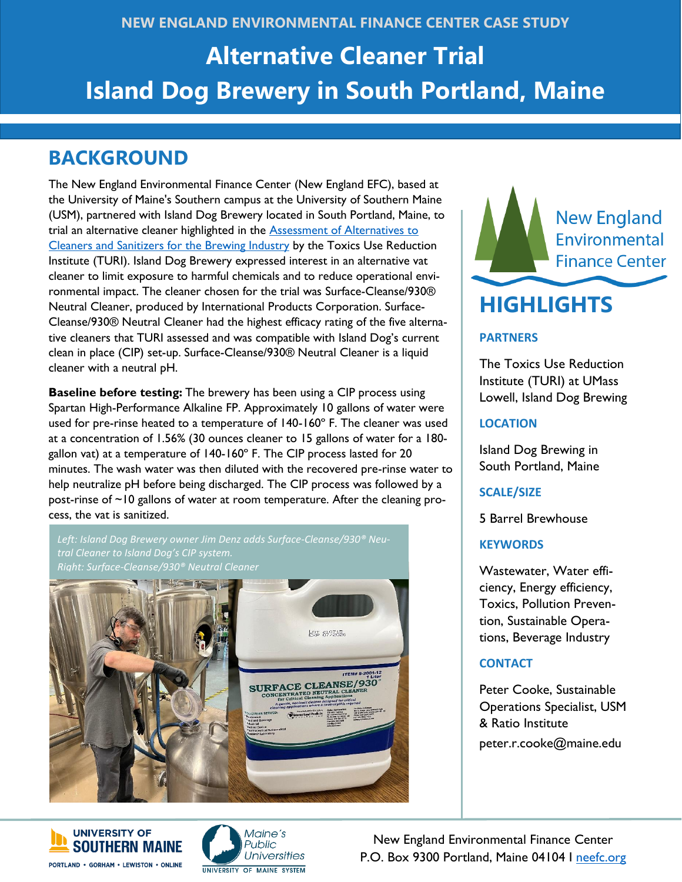NEW ENGLAND ENVIRONMENTAL FINANCE CENTER CASE STUDY

# Alternative Cleaner Trial
# Island Dog Brewery in South Portland, Maine

## BACKGROUND

The New England Environmental Finance Center (New England EFC), based at the University of Maine's Southern campus at the University of Southern Maine (USM), partnered with Island Dog Brewery located in South Portland, Maine, to trial an alternative cleaner highlighted in the Assessment of Alternatives to Cleaners and Sanitizers for the Brewing Industry by the Toxics Use Reduction Institute (TURI). Island Dog Brewery expressed interest in an alternative vat cleaner to limit exposure to harmful chemicals and to reduce operational environmental impact. The cleaner chosen for the trial was Surface-Cleanse/930® Neutral Cleaner, produced by International Products Corporation. Surface-Cleanse/930® Neutral Cleaner had the highest efficacy rating of the five alternative cleaners that TURI assessed and was compatible with Island Dog's current clean in place (CIP) set-up. Surface-Cleanse/930® Neutral Cleaner is a liquid cleaner with a neutral pH.

**Baseline before testing:** The brewery has been using a CIP process using Spartan High-Performance Alkaline FP. Approximately 10 gallons of water were used for pre-rinse heated to a temperature of 140-160° F. The cleaner was used at a concentration of 1.56% (30 ounces cleaner to 15 gallons of water for a 180-gallon vat) at a temperature of 140-160° F. The CIP process lasted for 20 minutes. The wash water was then diluted with the recovered pre-rinse water to help neutralize pH before being discharged. The CIP process was followed by a post-rinse of ~10 gallons of water at room temperature. After the cleaning process, the vat is sanitized.

*Left: Island Dog Brewery owner Jim Denz adds Surface-Cleanse/930® Neutral Cleaner to Island Dog's CIP system.*
*Right: Surface-Cleanse/930® Neutral Cleaner*

New England Environmental Finance Center

## HIGHLIGHTS

### PARTNERS

The Toxics Use Reduction Institute (TURI) at UMass Lowell, Island Dog Brewing

### LOCATION

Island Dog Brewing in South Portland, Maine

### SCALE/SIZE

5 Barrel Brewhouse

### KEYWORDS

Wastewater, Water efficiency, Energy efficiency, Toxics, Pollution Prevention, Sustainable Operations, Beverage Industry

### CONTACT

Peter Cooke, Sustainable Operations Specialist, USM & Ratio Institute

peter.r.cooke@maine.edu

New England Environmental Finance Center
P.O. Box 9300 Portland, Maine 04104 I neefc.org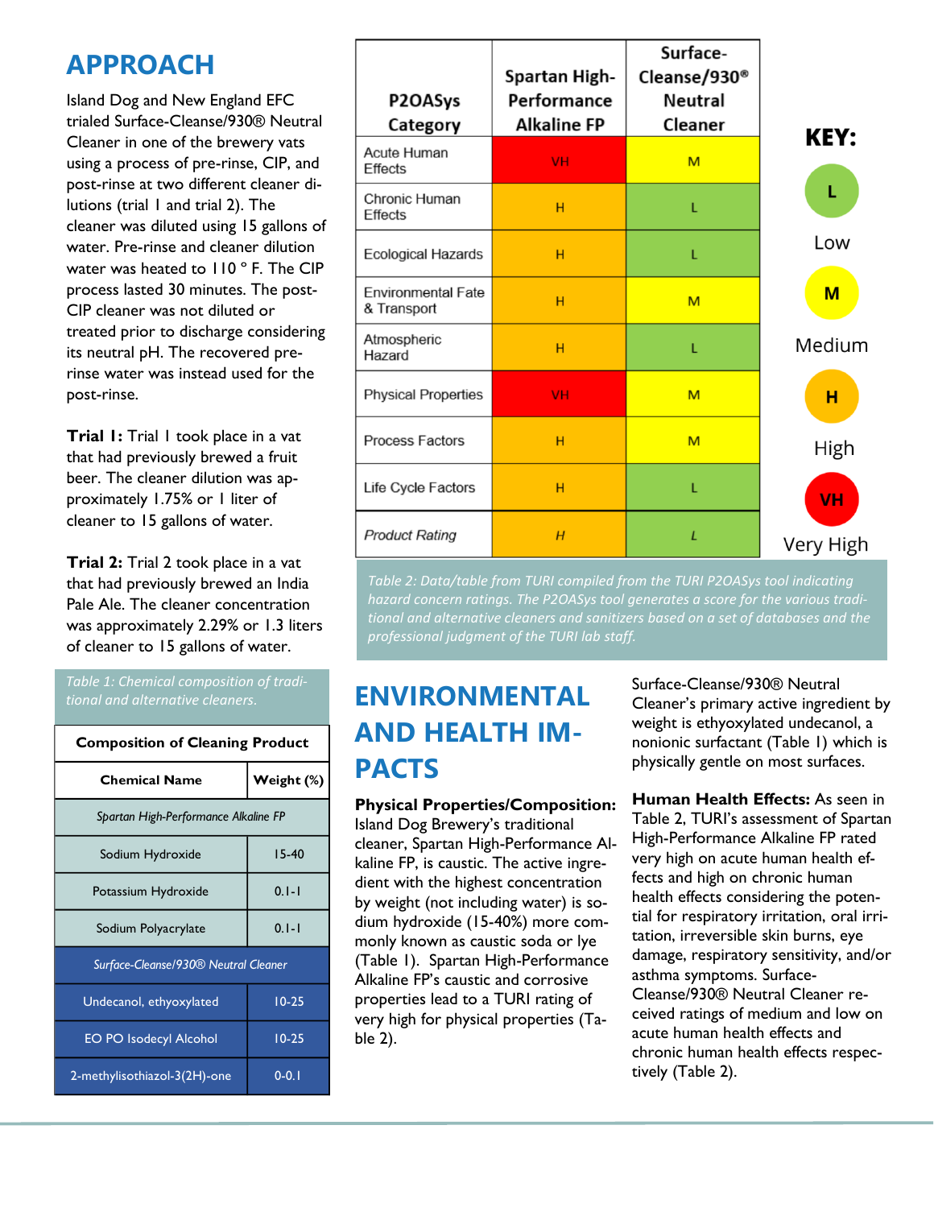## APPROACH

Island Dog and New England EFC trialed Surface-Cleanse/930® Neutral Cleaner in one of the brewery vats using a process of pre-rinse, CIP, and post-rinse at two different cleaner dilutions (trial 1 and trial 2). The cleaner was diluted using 15 gallons of water. Pre-rinse and cleaner dilution water was heated to 110 ° F. The CIP process lasted 30 minutes. The post-CIP cleaner was not diluted or treated prior to discharge considering its neutral pH. The recovered pre-rinse water was instead used for the post-rinse.

**Trial 1:** Trial 1 took place in a vat that had previously brewed a fruit beer. The cleaner dilution was approximately 1.75% or 1 liter of cleaner to 15 gallons of water.

**Trial 2:** Trial 2 took place in a vat that had previously brewed an India Pale Ale. The cleaner concentration was approximately 2.29% or 1.3 liters of cleaner to 15 gallons of water.

*Table 1: Chemical composition of traditional and alternative cleaners.*

| Composition of Cleaning Product | |
|---|---|
| **Chemical Name** | **Weight (%)** |
| *Spartan High-Performance Alkaline FP* | |
| Sodium Hydroxide | 15-40 |
| Potassium Hydroxide | 0.1-1 |
| Sodium Polyacrylate | 0.1-1 |
| *Surface-Cleanse/930® Neutral Cleaner* | |
| Undecanol, ethyoxylated | 10-25 |
| EO PO Isodecyl Alcohol | 10-25 |
| 2-methylisothiazol-3(2H)-one | 0-0.1 |

| P2OASys Category | Spartan High-Performance Alkaline FP | Surface-Cleanse/930® Neutral Cleaner |
|---|---|---|
| Acute Human Effects | VH | M |
| Chronic Human Effects | H | L |
| Ecological Hazards | H | L |
| Environmental Fate & Transport | H | M |
| Atmospheric Hazard | H | L |
| Physical Properties | VH | M |
| Process Factors | H | M |
| Life Cycle Factors | H | L |
| *Product Rating* | *H* | *L* |

**KEY:** L = Low; M = Medium; H = High; VH = Very High

*Table 2: Data/table from TURI compiled from the TURI P2OASys tool indicating hazard concern ratings. The P2OASys tool generates a score for the various traditional and alternative cleaners and sanitizers based on a set of databases and the professional judgment of the TURI lab staff.*

## ENVIRONMENTAL AND HEALTH IMPACTS

**Physical Properties/Composition:** Island Dog Brewery's traditional cleaner, Spartan High-Performance Alkaline FP, is caustic. The active ingredient with the highest concentration by weight (not including water) is sodium hydroxide (15-40%) more commonly known as caustic soda or lye (Table 1). Spartan High-Performance Alkaline FP's caustic and corrosive properties lead to a TURI rating of very high for physical properties (Table 2).

Surface-Cleanse/930® Neutral Cleaner's primary active ingredient by weight is ethyoxylated undecanol, a nonionic surfactant (Table 1) which is physically gentle on most surfaces.

**Human Health Effects:** As seen in Table 2, TURI's assessment of Spartan High-Performance Alkaline FP rated very high on acute human health effects and high on chronic human health effects considering the potential for respiratory irritation, oral irritation, irreversible skin burns, eye damage, respiratory sensitivity, and/or asthma symptoms. Surface-Cleanse/930® Neutral Cleaner received ratings of medium and low on acute human health effects and chronic human health effects respectively (Table 2).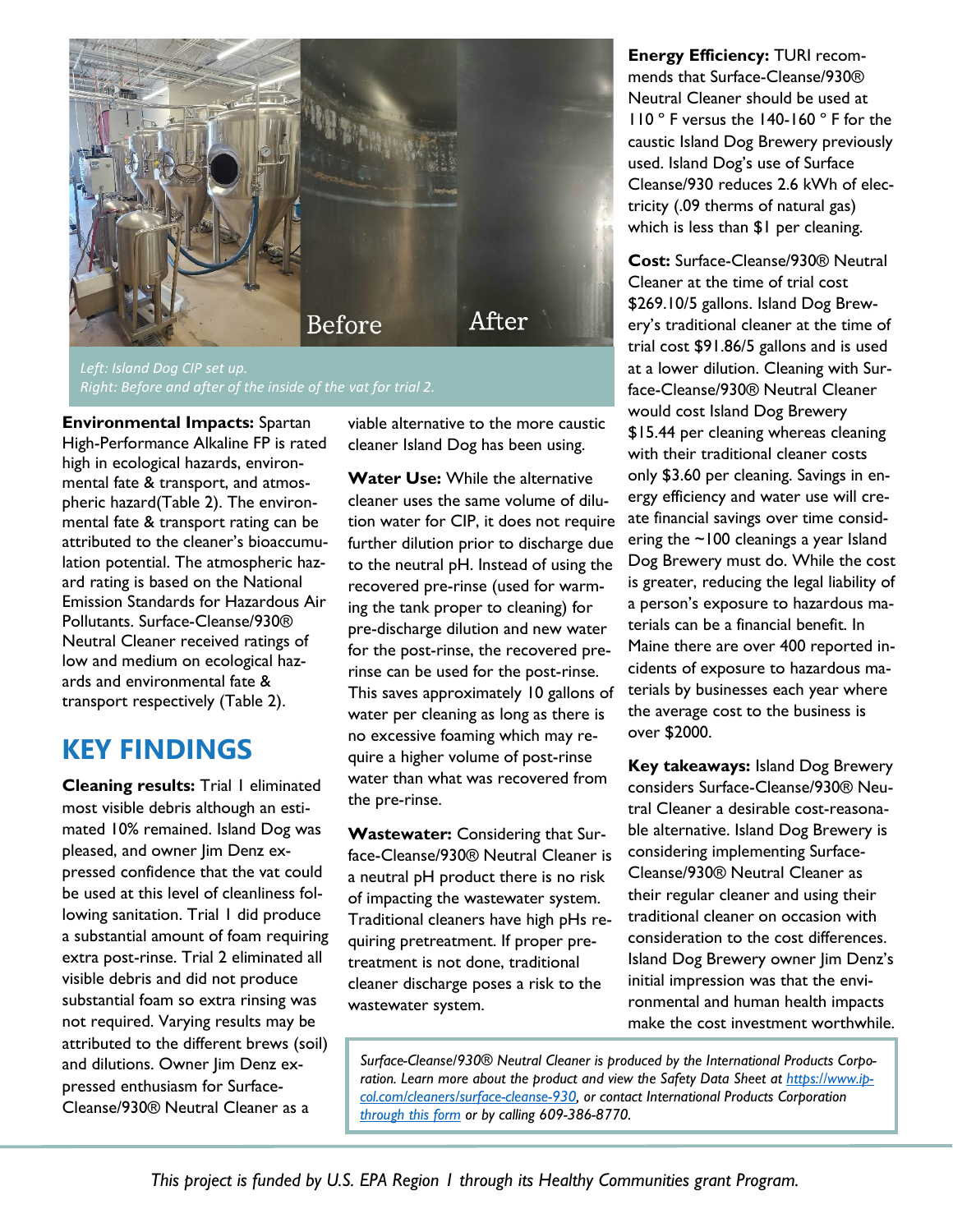Before After

*Left: Island Dog CIP set up.*
*Right: Before and after of the inside of the vat for trial 2.*

**Environmental Impacts:** Spartan High-Performance Alkaline FP is rated high in ecological hazards, environmental fate & transport, and atmospheric hazard(Table 2). The environmental fate & transport rating can be attributed to the cleaner's bioaccumulation potential. The atmospheric hazard rating is based on the National Emission Standards for Hazardous Air Pollutants. Surface-Cleanse/930® Neutral Cleaner received ratings of low and medium on ecological hazards and environmental fate & transport respectively (Table 2).

## KEY FINDINGS

**Cleaning results:** Trial 1 eliminated most visible debris although an estimated 10% remained. Island Dog was pleased, and owner Jim Denz expressed confidence that the vat could be used at this level of cleanliness following sanitation. Trial 1 did produce a substantial amount of foam requiring extra post-rinse. Trial 2 eliminated all visible debris and did not produce substantial foam so extra rinsing was not required. Varying results may be attributed to the different brews (soil) and dilutions. Owner Jim Denz expressed enthusiasm for Surface-Cleanse/930® Neutral Cleaner as a viable alternative to the more caustic cleaner Island Dog has been using.

**Water Use:** While the alternative cleaner uses the same volume of dilution water for CIP, it does not require further dilution prior to discharge due to the neutral pH. Instead of using the recovered pre-rinse (used for warming the tank proper to cleaning) for pre-discharge dilution and new water for the post-rinse, the recovered pre-rinse can be used for the post-rinse. This saves approximately 10 gallons of water per cleaning as long as there is no excessive foaming which may require a higher volume of post-rinse water than what was recovered from the pre-rinse.

**Wastewater:** Considering that Surface-Cleanse/930® Neutral Cleaner is a neutral pH product there is no risk of impacting the wastewater system. Traditional cleaners have high pHs requiring pretreatment. If proper pretreatment is not done, traditional cleaner discharge poses a risk to the wastewater system.

**Energy Efficiency:** TURI recommends that Surface-Cleanse/930® Neutral Cleaner should be used at 110 ° F versus the 140-160 ° F for the caustic Island Dog Brewery previously used. Island Dog's use of Surface Cleanse/930 reduces 2.6 kWh of electricity (.09 therms of natural gas) which is less than $1 per cleaning.

**Cost:** Surface-Cleanse/930® Neutral Cleaner at the time of trial cost $269.10/5 gallons. Island Dog Brewery's traditional cleaner at the time of trial cost $91.86/5 gallons and is used at a lower dilution. Cleaning with Surface-Cleanse/930® Neutral Cleaner would cost Island Dog Brewery $15.44 per cleaning whereas cleaning with their traditional cleaner costs only $3.60 per cleaning. Savings in energy efficiency and water use will create financial savings over time considering the ~100 cleanings a year Island Dog Brewery must do. While the cost is greater, reducing the legal liability of a person's exposure to hazardous materials can be a financial benefit. In Maine there are over 400 reported incidents of exposure to hazardous materials by businesses each year where the average cost to the business is over $2000.

**Key takeaways:** Island Dog Brewery considers Surface-Cleanse/930® Neutral Cleaner a desirable cost-reasonable alternative. Island Dog Brewery is considering implementing Surface-Cleanse/930® Neutral Cleaner as their regular cleaner and using their traditional cleaner on occasion with consideration to the cost differences. Island Dog Brewery owner Jim Denz's initial impression was that the environmental and human health impacts make the cost investment worthwhile.

*Surface-Cleanse/930® Neutral Cleaner is produced by the International Products Corporation. Learn more about the product and view the Safety Data Sheet at [https://www.ipcol.com/cleaners/surface-cleanse-930](https://www.ipcol.com/cleaners/surface-cleanse-930), or contact International Products Corporation through this form or by calling 609-386-8770.*

*This project is funded by U.S. EPA Region 1 through its Healthy Communities grant Program.*